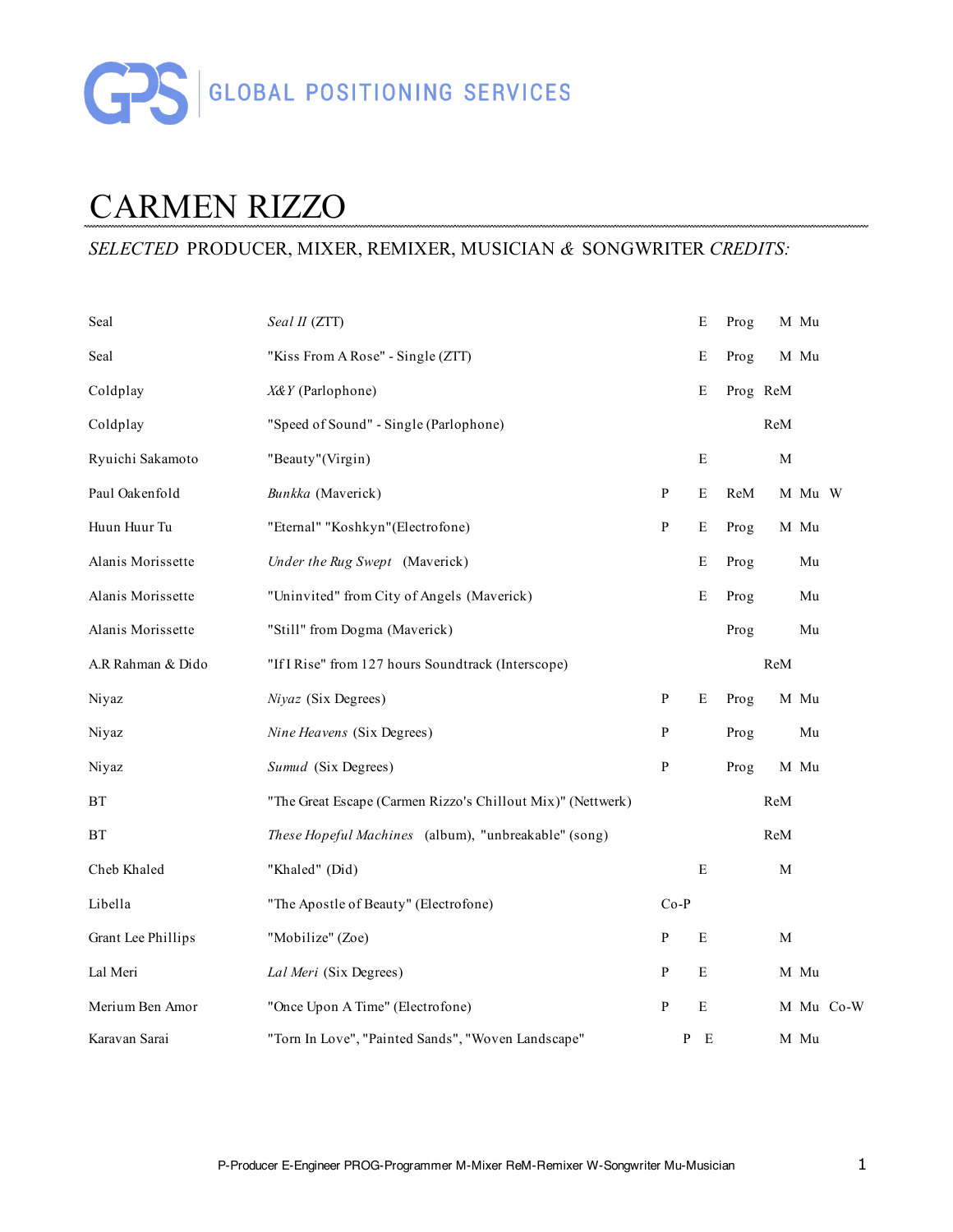GPS | GLOBAL POSITIONING SERVICES

# CARMEN RIZZO

## *SELECTED* PRODUCER, MIXER, REMIXER, MUSICIAN & SONGWRITER *CREDITS:*

| Artist | Title | P | E | Prog | ReM | M | Mu | W |
|---|---|---|---|---|---|---|---|---|
| Seal | *Seal II* (ZTT) | | E | Prog | | M | Mu | |
| Seal | "Kiss From A Rose" - Single (ZTT) | | E | Prog | | M | Mu | |
| Coldplay | *X&Y* (Parlophone) | | E | Prog | ReM | | | |
| Coldplay | "Speed of Sound" - Single (Parlophone) | | | | ReM | | | |
| Ryuichi Sakamoto | "Beauty"(Virgin) | | E | | | M | | |
| Paul Oakenfold | *Bunkka* (Maverick) | P | E | ReM | | M | Mu | W |
| Huun Huur Tu | "Eternal" "Koshkyn"(Electrofone) | P | E | Prog | | M | Mu | |
| Alanis Morissette | *Under the Rug Swept* (Maverick) | | E | Prog | | | Mu | |
| Alanis Morissette | "Uninvited" from City of Angels (Maverick) | | E | Prog | | | Mu | |
| Alanis Morissette | "Still" from Dogma (Maverick) | | | Prog | | | Mu | |
| A.R Rahman & Dido | "If I Rise" from 127 hours Soundtrack (Interscope) | | | | ReM | | | |
| Niyaz | *Niyaz* (Six Degrees) | P | E | Prog | | M | Mu | |
| Niyaz | *Nine Heavens* (Six Degrees) | P | | Prog | | | Mu | |
| Niyaz | *Sumud* (Six Degrees) | P | | Prog | | M | Mu | |
| BT | "The Great Escape (Carmen Rizzo's Chillout Mix)" (Nettwerk) | | | | ReM | | | |
| BT | *These Hopeful Machines* (album), "unbreakable" (song) | | | | ReM | | | |
| Cheb Khaled | "Khaled" (Did) | | E | | | M | | |
| Libella | "The Apostle of Beauty" (Electrofone) | Co-P | | | | | | |
| Grant Lee Phillips | "Mobilize" (Zoe) | P | E | | | M | | |
| Lal Meri | *Lal Meri* (Six Degrees) | P | E | | | M | Mu | |
| Merium Ben Amor | "Once Upon A Time" (Electrofone) | P | E | | | M | Mu | Co-W |
| Karavan Sarai | "Torn In Love", "Painted Sands", "Woven Landscape" | P | E | | | M | Mu | |

P-Producer E-Engineer PROG-Programmer M-Mixer ReM-Remixer W-Songwriter Mu-Musician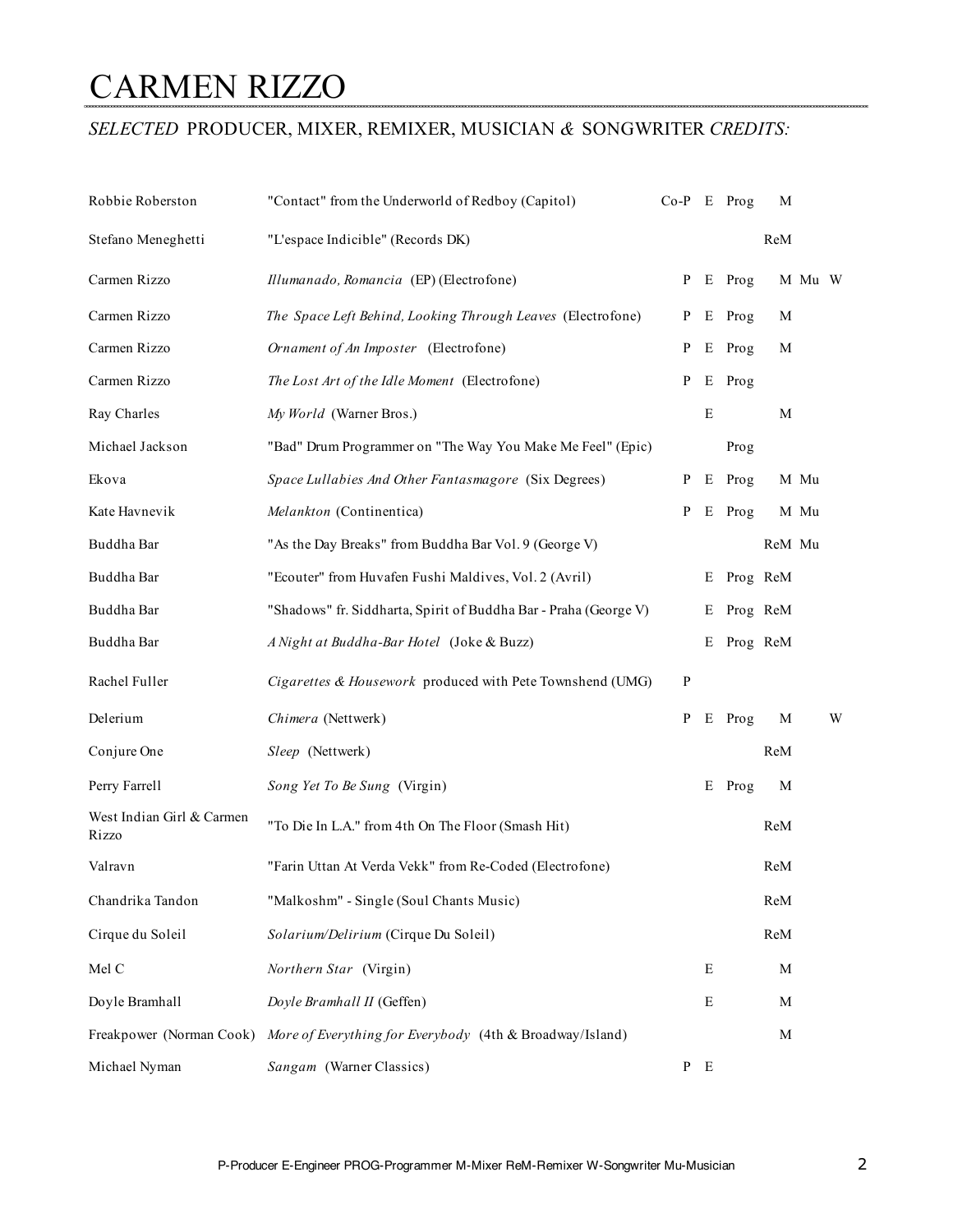# CARMEN RIZZO

*SELECTED* PRODUCER, MIXER, REMIXER, MUSICIAN *&* SONGWRITER *CREDITS:*

| | | | | | | | |
|---|---|---|---|---|---|---|---|
| Robbie Roberston | "Contact" from the Underworld of Redboy (Capitol) | Co-P | E | Prog | M | | |
| Stefano Meneghetti | "L'espace Indicible" (Records DK) | | | | ReM | | |
| Carmen Rizzo | *Illumanado, Romancia* (EP) (Electrofone) | P | E | Prog | M | Mu | W |
| Carmen Rizzo | *The Space Left Behind, Looking Through Leaves* (Electrofone) | P | E | Prog | M | | |
| Carmen Rizzo | *Ornament of An Imposter* (Electrofone) | P | E | Prog | M | | |
| Carmen Rizzo | *The Lost Art of the Idle Moment* (Electrofone) | P | E | Prog | | | |
| Ray Charles | *My World* (Warner Bros.) | | E | | M | | |
| Michael Jackson | "Bad" Drum Programmer on "The Way You Make Me Feel" (Epic) | | | Prog | | | |
| Ekova | *Space Lullabies And Other Fantasmagore* (Six Degrees) | P | E | Prog | M | Mu | |
| Kate Havnevik | *Melankton* (Continentica) | P | E | Prog | M | Mu | |
| Buddha Bar | "As the Day Breaks" from Buddha Bar Vol. 9 (George V) | | | | ReM | Mu | |
| Buddha Bar | "Ecouter" from Huvafen Fushi Maldives, Vol. 2 (Avril) | | E | Prog | ReM | | |
| Buddha Bar | "Shadows" fr. Siddharta, Spirit of Buddha Bar - Praha (George V) | | E | Prog | ReM | | |
| Buddha Bar | *A Night at Buddha-Bar Hotel* (Joke & Buzz) | | E | Prog | ReM | | |
| Rachel Fuller | *Cigarettes & Housework* produced with Pete Townshend (UMG) | P | | | | | |
| Delerium | *Chimera* (Nettwerk) | P | E | Prog | M | | W |
| Conjure One | *Sleep* (Nettwerk) | | | | ReM | | |
| Perry Farrell | *Song Yet To Be Sung* (Virgin) | | E | Prog | M | | |
| West Indian Girl & Carmen Rizzo | "To Die In L.A." from 4th On The Floor (Smash Hit) | | | | ReM | | |
| Valravn | "Farin Uttan At Verda Vekk" from Re-Coded (Electrofone) | | | | ReM | | |
| Chandrika Tandon | "Malkoshm" - Single (Soul Chants Music) | | | | ReM | | |
| Cirque du Soleil | *Solarium/Delirium* (Cirque Du Soleil) | | | | ReM | | |
| Mel C | *Northern Star* (Virgin) | | E | | M | | |
| Doyle Bramhall | *Doyle Bramhall II* (Geffen) | | E | | M | | |
| Freakpower (Norman Cook) | *More of Everything for Everybody* (4th & Broadway/Island) | | | | M | | |
| Michael Nyman | *Sangam* (Warner Classics) | P | E | | | | |

P-Producer E-Engineer PROG-Programmer M-Mixer ReM-Remixer W-Songwriter Mu-Musician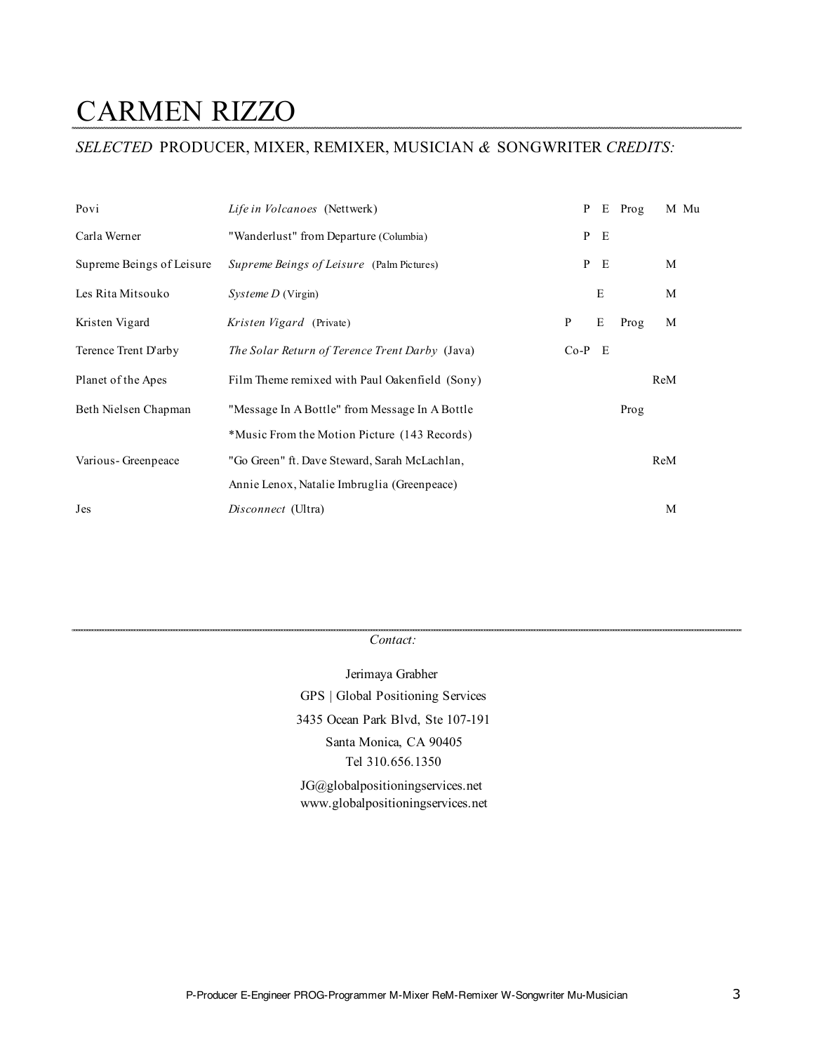# CARMEN RIZZO

*SELECTED* PRODUCER, MIXER, REMIXER, MUSICIAN *&* SONGWRITER *CREDITS:*

| | | | | | | |
|---|---|---|---|---|---|---|
| Povi | *Life in Volcanoes* (Nettwerk) | P | E | Prog | M | Mu |
| Carla Werner | "Wanderlust" from Departure (Columbia) | P | E | | | |
| Supreme Beings of Leisure | *Supreme Beings of Leisure* (Palm Pictures) | P | E | | M | |
| Les Rita Mitsouko | *Systeme D* (Virgin) | | E | | M | |
| Kristen Vigard | *Kristen Vigard* (Private) | P | E | Prog | M | |
| Terence Trent D'arby | *The Solar Return of Terence Trent Darby* (Java) | Co-P | E | | | |
| Planet of the Apes | Film Theme remixed with Paul Oakenfield (Sony) | | | | ReM | |
| Beth Nielsen Chapman | "Message In A Bottle" from Message In A Bottle *Music From the Motion Picture (143 Records) | | | Prog | | |
| Various- Greenpeace | "Go Green" ft. Dave Steward, Sarah McLachlan, Annie Lenox, Natalie Imbruglia (Greenpeace) | | | | ReM | |
| Jes | *Disconnect* (Ultra) | | | | M | |

*Contact:*

Jerimaya Grabher
GPS | Global Positioning Services
3435 Ocean Park Blvd, Ste 107-191
Santa Monica, CA 90405
Tel 310.656.1350
JG@globalpositioningservices.net
www.globalpositioningservices.net